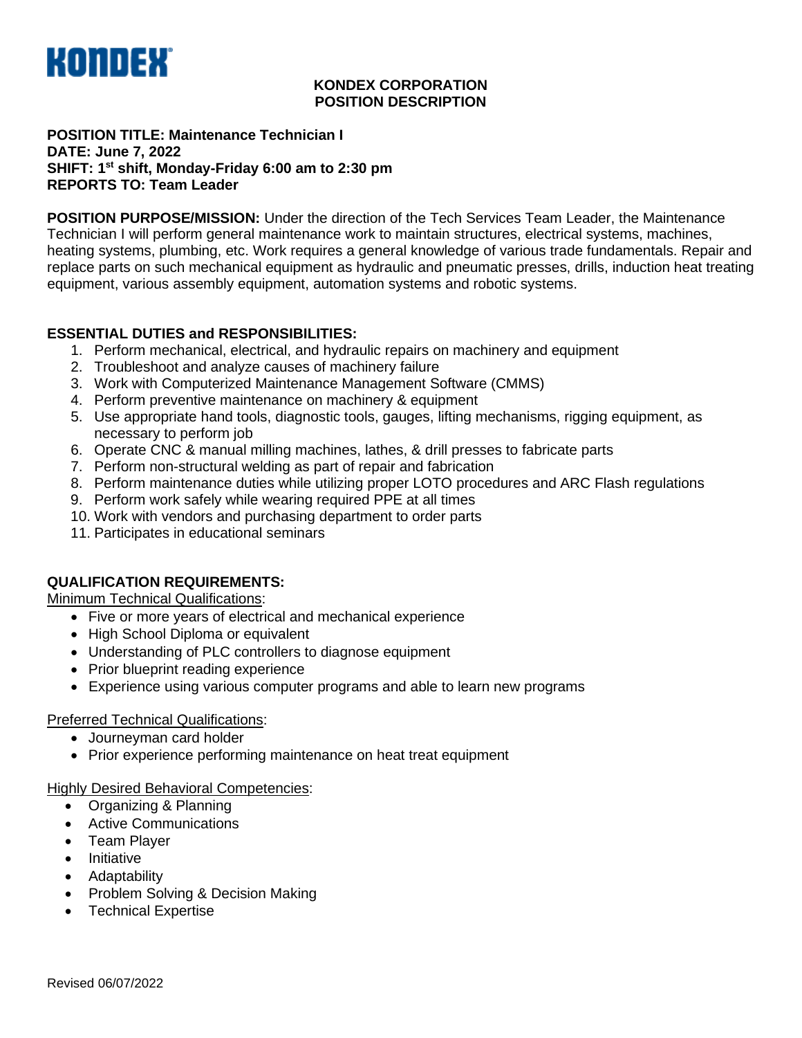KONDEX

**KONDEX CORPORATION**
**POSITION DESCRIPTION**

**POSITION TITLE: Maintenance Technician I**
**DATE: June 7, 2022**
**SHIFT: 1st shift, Monday-Friday 6:00 am to 2:30 pm**
**REPORTS TO: Team Leader**

**POSITION PURPOSE/MISSION:** Under the direction of the Tech Services Team Leader, the Maintenance Technician I will perform general maintenance work to maintain structures, electrical systems, machines, heating systems, plumbing, etc. Work requires a general knowledge of various trade fundamentals. Repair and replace parts on such mechanical equipment as hydraulic and pneumatic presses, drills, induction heat treating equipment, various assembly equipment, automation systems and robotic systems.

**ESSENTIAL DUTIES and RESPONSIBILITIES:**

1. Perform mechanical, electrical, and hydraulic repairs on machinery and equipment
2. Troubleshoot and analyze causes of machinery failure
3. Work with Computerized Maintenance Management Software (CMMS)
4. Perform preventive maintenance on machinery & equipment
5. Use appropriate hand tools, diagnostic tools, gauges, lifting mechanisms, rigging equipment, as necessary to perform job
6. Operate CNC & manual milling machines, lathes, & drill presses to fabricate parts
7. Perform non-structural welding as part of repair and fabrication
8. Perform maintenance duties while utilizing proper LOTO procedures and ARC Flash regulations
9. Perform work safely while wearing required PPE at all times
10. Work with vendors and purchasing department to order parts
11. Participates in educational seminars

**QUALIFICATION REQUIREMENTS:**

Minimum Technical Qualifications:

- Five or more years of electrical and mechanical experience
- High School Diploma or equivalent
- Understanding of PLC controllers to diagnose equipment
- Prior blueprint reading experience
- Experience using various computer programs and able to learn new programs

Preferred Technical Qualifications:

- Journeyman card holder
- Prior experience performing maintenance on heat treat equipment

Highly Desired Behavioral Competencies:

- Organizing & Planning
- Active Communications
- Team Player
- Initiative
- Adaptability
- Problem Solving & Decision Making
- Technical Expertise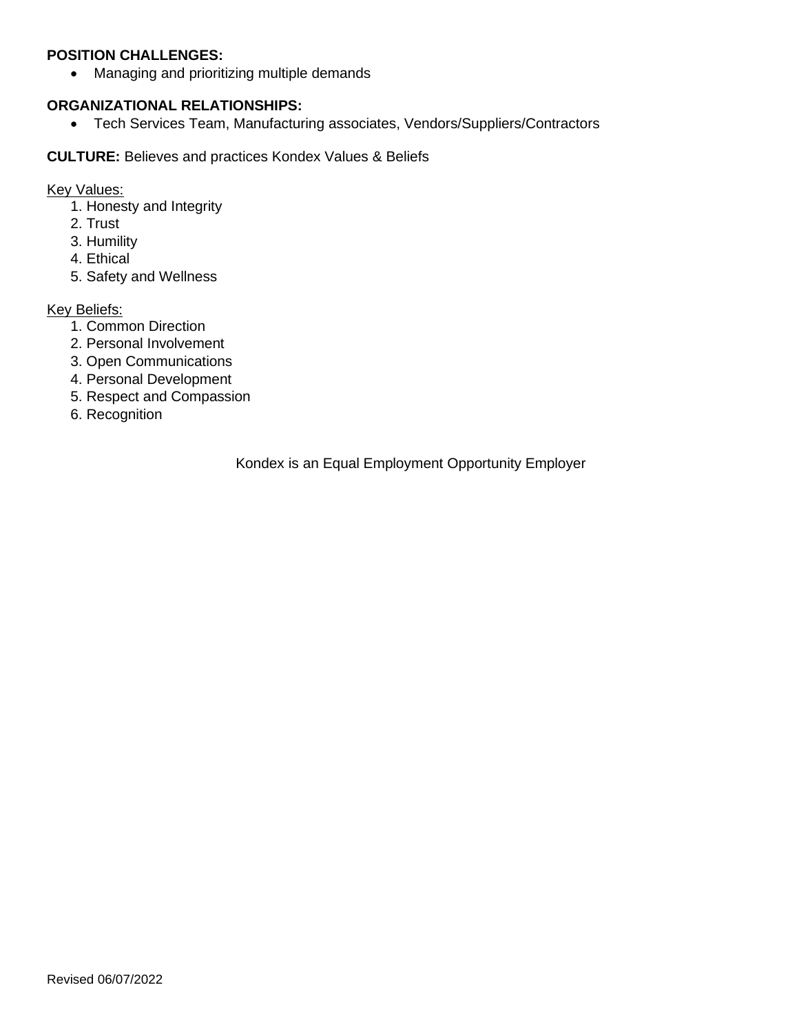**POSITION CHALLENGES:**

- Managing and prioritizing multiple demands

**ORGANIZATIONAL RELATIONSHIPS:**

- Tech Services Team, Manufacturing associates, Vendors/Suppliers/Contractors

**CULTURE:** Believes and practices Kondex Values & Beliefs

<u>Key Values:</u>

1. Honesty and Integrity
2. Trust
3. Humility
4. Ethical
5. Safety and Wellness

<u>Key Beliefs:</u>

1. Common Direction
2. Personal Involvement
3. Open Communications
4. Personal Development
5. Respect and Compassion
6. Recognition

Kondex is an Equal Employment Opportunity Employer

Revised 06/07/2022